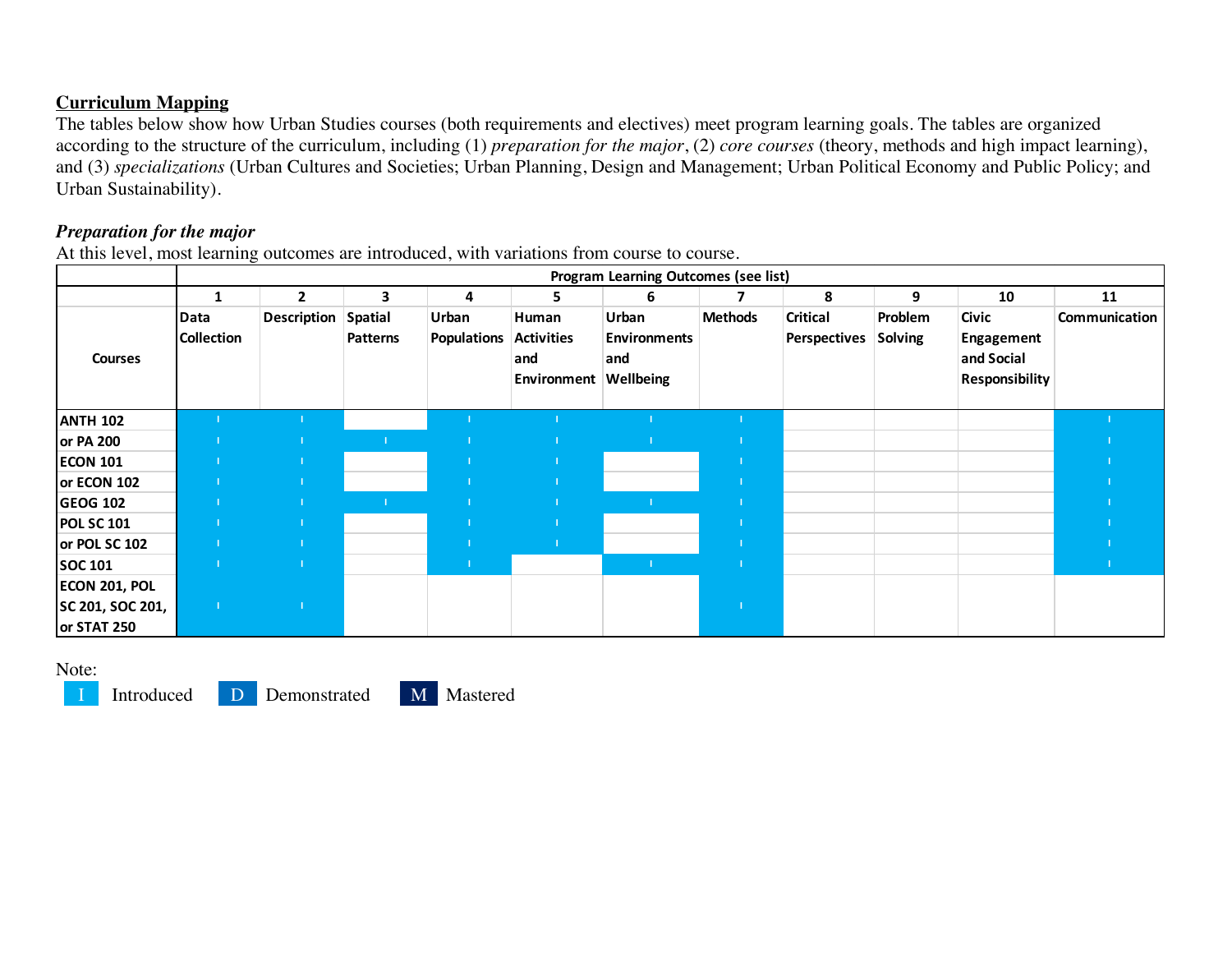## Curriculum Mapping

The tables below show how Urban Studies courses (both requirements and electives) meet program learning goals. The tables are organized according to the structure of the curriculum, including (1) *preparation for the major*, (2) *core courses* (theory, methods and high impact learning), and (3) *specializations* (Urban Cultures and Societies; Urban Planning, Design and Management; Urban Political Economy and Public Policy; and Urban Sustainability).

### *Preparation for the major*

At this level, most learning outcomes are introduced, with variations from course to course.

| | Program Learning Outcomes (see list) | | | | | | | | | | |
|---|---|---|---|---|---|---|---|---|---|---|---|
| | 1 | 2 | 3 | 4 | 5 | 6 | 7 | 8 | 9 | 10 | 11 |
| **Courses** | Data Collection | Description | Spatial Patterns | Urban Populations | Human Activities and Environment | Urban Environments and Wellbeing | Methods | Critical Perspectives | Problem Solving | Civic Engagement and Social Responsibility | Communication |
| **ANTH 102** | I | I | | I | I | I | I | | | | I |
| **or PA 200** | I | I | I | I | I | I | I | | | | I |
| **ECON 101** | I | I | | I | I | | I | | | | I |
| **or ECON 102** | I | I | | I | I | | I | | | | I |
| **GEOG 102** | I | I | I | I | I | I | I | | | | I |
| **POL SC 101** | I | I | | I | I | | I | | | | I |
| **or POL SC 102** | I | I | | I | I | | I | | | | I |
| **SOC 101** | I | I | | I | | I | I | | | | I |
| **ECON 201, POL SC 201, SOC 201, or STAT 250** | I | I | | | | | I | | | | |

Note:

- I — Introduced
- D — Demonstrated
- M — Mastered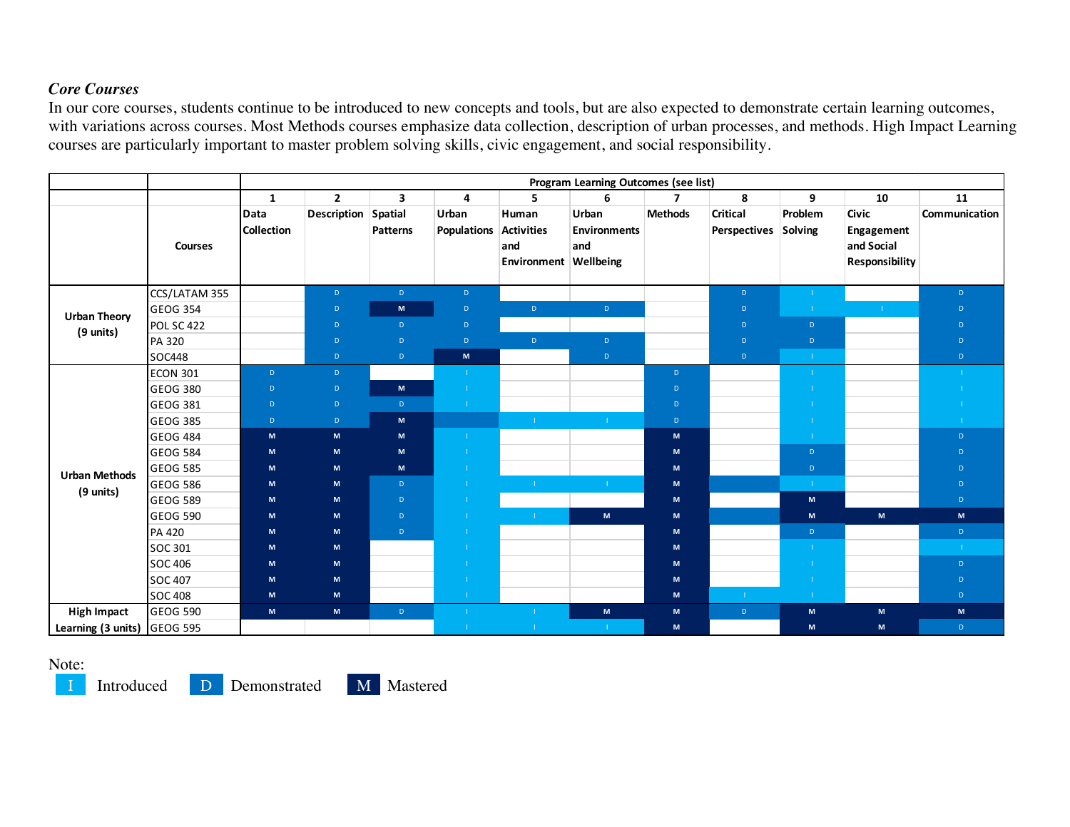### *Core Courses*

In our core courses, students continue to be introduced to new concepts and tools, but are also expected to demonstrate certain learning outcomes, with variations across courses. Most Methods courses emphasize data collection, description of urban processes, and methods. High Impact Learning courses are particularly important to master problem solving skills, civic engagement, and social responsibility.

| | | Program Learning Outcomes (see list) | | | | | | | | | | |
|---|---|---|---|---|---|---|---|---|---|---|---|---|
| | | 1 | 2 | 3 | 4 | 5 | 6 | 7 | 8 | 9 | 10 | 11 |
| | Courses | Data Collection | Description | Spatial Patterns | Urban Populations | Human Activities and Environment | Urban Environments and Wellbeing | Methods | Critical Perspectives | Problem Solving | Civic Engagement and Social Responsibility | Communication |
| Urban Theory (9 units) | CCS/LATAM 355 | | D | D | D | | | | D | I | | D |
| | GEOG 354 | | D | M | D | D | D | | D | I | I | D |
| | POL SC 422 | | D | D | D | | | | D | D | | D |
| | PA 320 | | D | D | D | D | D | | D | D | | D |
| | SOC448 | | D | D | M | | D | | D | I | | D |
| Urban Methods (9 units) | ECON 301 | D | D | | I | | | D | | I | | I |
| | GEOG 380 | D | D | M | I | | | D | | I | | I |
| | GEOG 381 | D | D | D | I | | | D | | I | | I |
| | GEOG 385 | D | D | M | | I | I | D | | I | | I |
| | GEOG 484 | M | M | M | I | | | M | | I | | D |
| | GEOG 584 | M | M | M | I | | | M | | D | | D |
| | GEOG 585 | M | M | M | I | | | M | | D | | D |
| | GEOG 586 | M | M | D | I | I | I | M | | I | | D |
| | GEOG 589 | M | M | D | I | | | M | | M | | D |
| | GEOG 590 | M | M | D | I | I | M | M | | M | M | M |
| | PA 420 | M | M | D | I | | | M | | D | | D |
| | SOC 301 | M | M | | I | | | M | | I | | I |
| | SOC 406 | M | M | | I | | | M | | I | | D |
| | SOC 407 | M | M | | I | | | M | | I | | D |
| | SOC 408 | M | M | | I | | | M | I | I | | D |
| High Impact Learning (3 units) | GEOG 590 | M | M | D | I | I | M | M | D | M | M | M |
| | GEOG 595 | | | | I | I | I | M | | M | M | D |

Note: I Introduced   D Demonstrated   M Mastered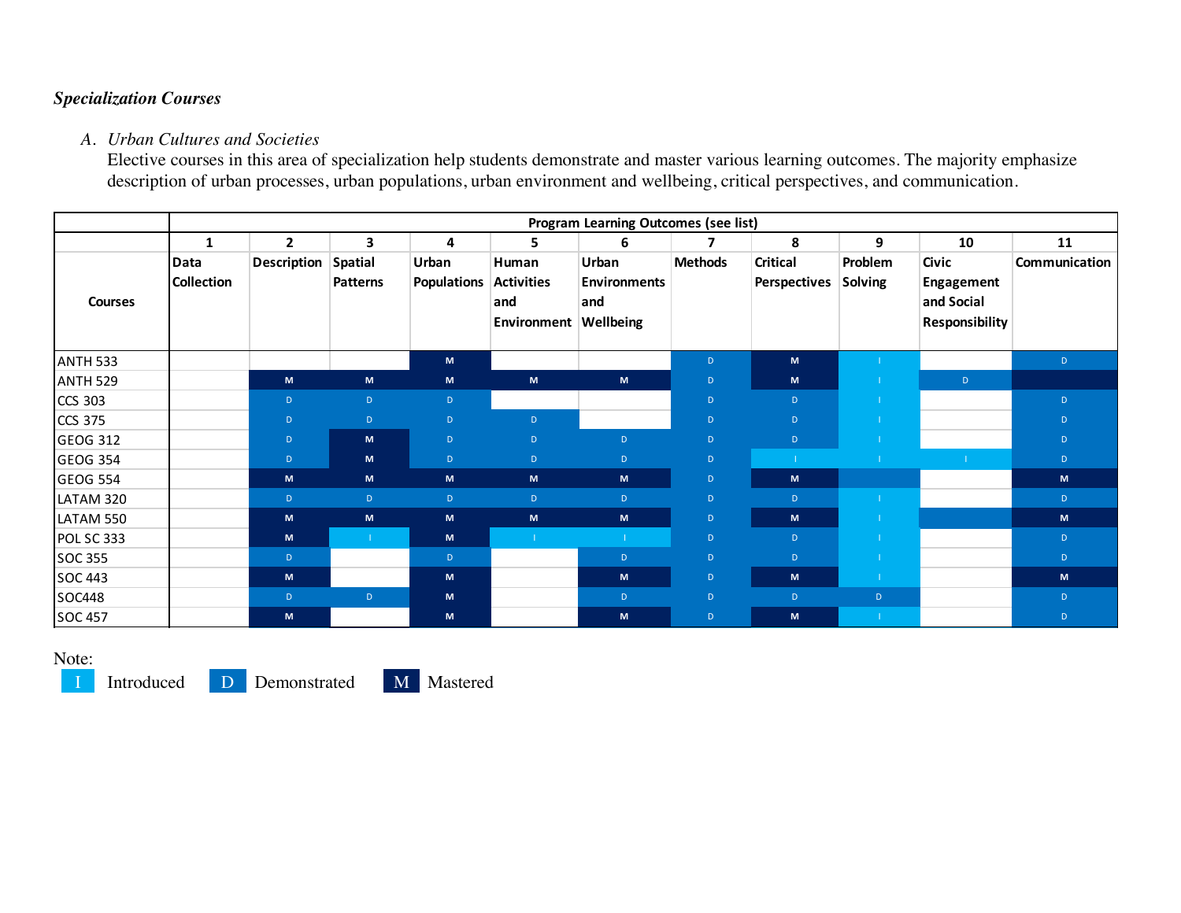### *Specialization Courses*

A. *Urban Cultures and Societies*

Elective courses in this area of specialization help students demonstrate and master various learning outcomes. The majority emphasize description of urban processes, urban populations, urban environment and wellbeing, critical perspectives, and communication.

| | Program Learning Outcomes (see list) | | | | | | | | | | |
|---|---|---|---|---|---|---|---|---|---|---|---|
| | 1 | 2 | 3 | 4 | 5 | 6 | 7 | 8 | 9 | 10 | 11 |
| **Courses** | **Data Collection** | **Description** | **Spatial Patterns** | **Urban Populations** | **Human Activities and Environment** | **Urban Environments and Wellbeing** | **Methods** | **Critical Perspectives** | **Problem Solving** | **Civic Engagement and Social Responsibility** | **Communication** |
| ANTH 533 | | | | M | | | D | M | I | | D |
| ANTH 529 | | M | M | M | M | M | D | M | I | D | |
| CCS 303 | | D | D | D | | | D | D | I | | D |
| CCS 375 | | D | D | D | D | | D | D | I | | D |
| GEOG 312 | | D | M | D | D | D | D | D | I | | D |
| GEOG 354 | | D | M | D | D | D | D | I | I | I | D |
| GEOG 554 | | M | M | M | M | M | D | M | | | M |
| LATAM 320 | | D | D | D | D | D | D | D | I | | D |
| LATAM 550 | | M | M | M | M | M | D | M | I | | M |
| POL SC 333 | | M | I | M | I | I | D | D | I | | D |
| SOC 355 | | D | | D | | D | D | D | I | | D |
| SOC 443 | | M | | M | | M | D | M | I | | M |
| SOC448 | | D | D | M | | D | D | D | D | | D |
| SOC 457 | | M | | M | | M | D | M | I | | D |

Note:

I Introduced &nbsp;&nbsp; D Demonstrated &nbsp;&nbsp; M Mastered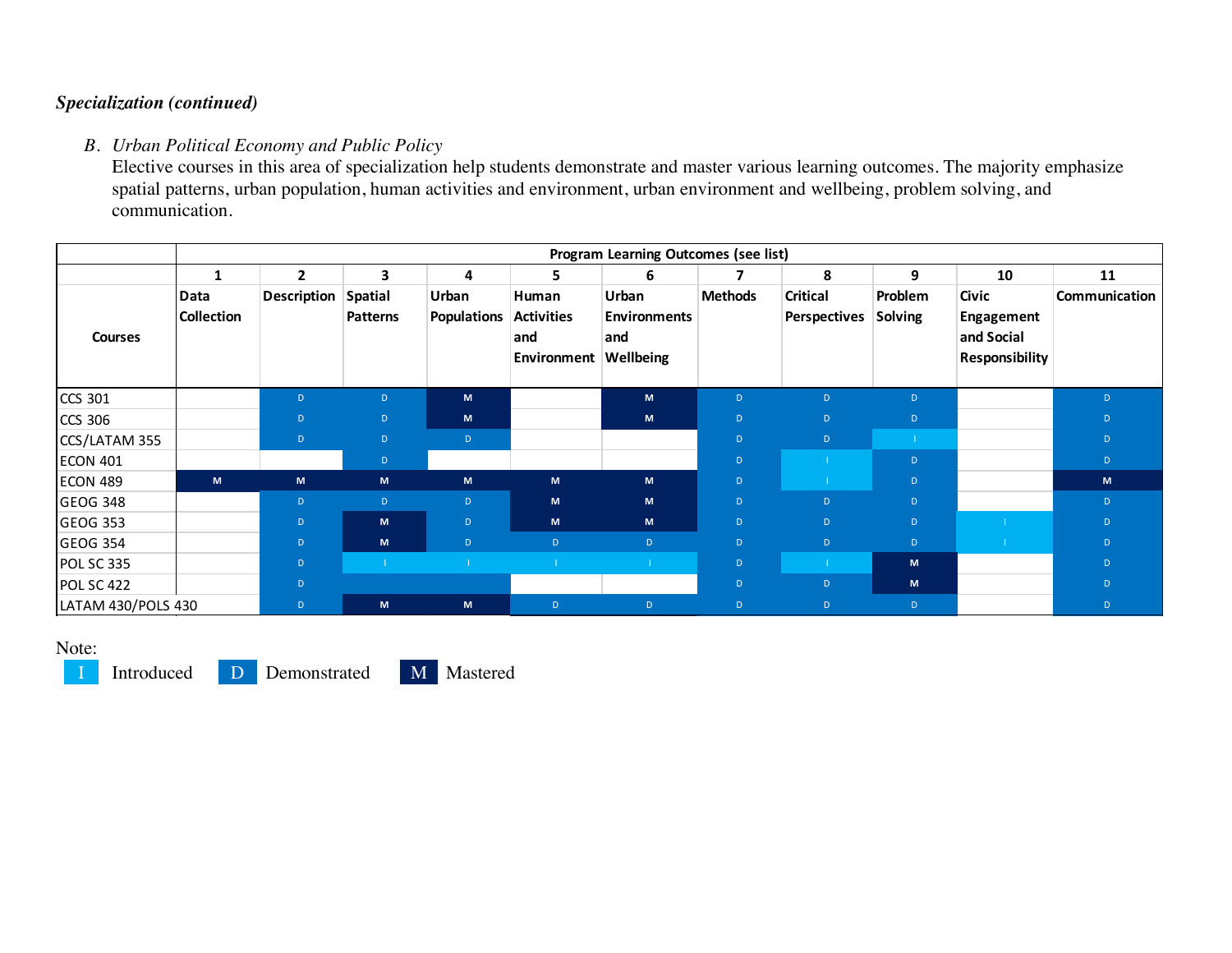*Specialization (continued)*

B. *Urban Political Economy and Public Policy*

Elective courses in this area of specialization help students demonstrate and master various learning outcomes. The majority emphasize spatial patterns, urban population, human activities and environment, urban environment and wellbeing, problem solving, and communication.

| | Program Learning Outcomes (see list) | | | | | | | | | | |
|---|---|---|---|---|---|---|---|---|---|---|---|
| | 1 | 2 | 3 | 4 | 5 | 6 | 7 | 8 | 9 | 10 | 11 |
| **Courses** | **Data Collection** | **Description** | **Spatial Patterns** | **Urban Populations** | **Human Activities and Environment** | **Urban Environments and Wellbeing** | **Methods** | **Critical Perspectives** | **Problem Solving** | **Civic Engagement and Social Responsibility** | **Communication** |
| CCS 301 | | D | D | M | | M | D | D | D | | D |
| CCS 306 | | D | D | M | | M | D | D | D | | D |
| CCS/LATAM 355 | | D | D | D | | | D | D | I | | D |
| ECON 401 | | | D | | | | D | I | D | | D |
| ECON 489 | M | M | M | M | M | M | D | I | D | | M |
| GEOG 348 | | D | D | D | M | M | D | D | D | | D |
| GEOG 353 | | D | M | D | M | M | D | D | D | I | D |
| GEOG 354 | | D | M | D | D | D | D | D | D | I | D |
| POL SC 335 | | D | I | I | I | I | D | I | M | | D |
| POL SC 422 | | D | | | | | D | D | M | | D |
| LATAM 430/POLS 430 | | D | M | M | D | D | D | D | D | | D |

Note:

I Introduced D Demonstrated M Mastered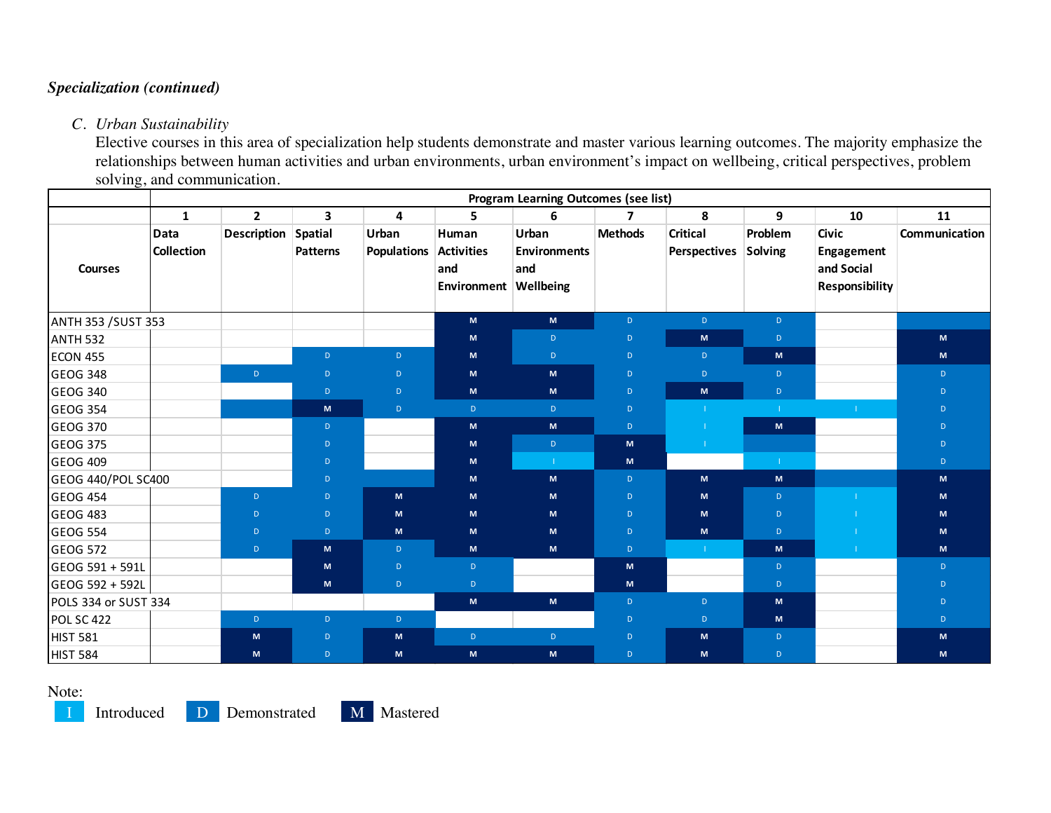*Specialization (continued)*

C. *Urban Sustainability*

Elective courses in this area of specialization help students demonstrate and master various learning outcomes. The majority emphasize the relationships between human activities and urban environments, urban environment's impact on wellbeing, critical perspectives, problem solving, and communication.

| | Program Learning Outcomes (see list) | | | | | | | | | | |
|---|---|---|---|---|---|---|---|---|---|---|---|
| | 1 | 2 | 3 | 4 | 5 | 6 | 7 | 8 | 9 | 10 | 11 |
| Courses | Data Collection | Description | Spatial Patterns | Urban Populations | Human Activities and Environment | Urban Environments and Wellbeing | Methods | Critical Perspectives | Problem Solving | Civic Engagement and Social Responsibility | Communication |
| ANTH 353 /SUST 353 | | | | | M | M | D | D | D | | |
| ANTH 532 | | | | | M | D | D | M | D | | M |
| ECON 455 | | | D | D | M | D | D | D | M | | M |
| GEOG 348 | | D | D | D | M | M | D | D | D | | D |
| GEOG 340 | | | D | D | M | M | D | M | D | | D |
| GEOG 354 | | | M | D | D | D | D | I | I | I | D |
| GEOG 370 | | | D | | M | M | D | I | M | | D |
| GEOG 375 | | | D | | M | D | M | I | | | D |
| GEOG 409 | | | D | | M | I | M | | I | | D |
| GEOG 440/POL SC400 | | | D | | M | M | D | M | M | | M |
| GEOG 454 | | D | D | M | M | M | D | M | D | I | M |
| GEOG 483 | | D | D | M | M | M | D | M | D | I | M |
| GEOG 554 | | D | D | M | M | M | D | M | D | I | M |
| GEOG 572 | | D | M | D | M | M | D | I | M | I | M |
| GEOG 591 + 591L | | | M | D | D | | M | | D | | D |
| GEOG 592 + 592L | | | M | D | D | | M | | D | | D |
| POLS 334 or SUST 334 | | | | | M | M | D | D | M | | D |
| POL SC 422 | | D | D | D | | | D | D | M | | D |
| HIST 581 | | M | D | M | D | D | D | M | D | | M |
| HIST 584 | | M | D | M | M | M | D | M | D | | M |

Note:
I Introduced  D Demonstrated  M Mastered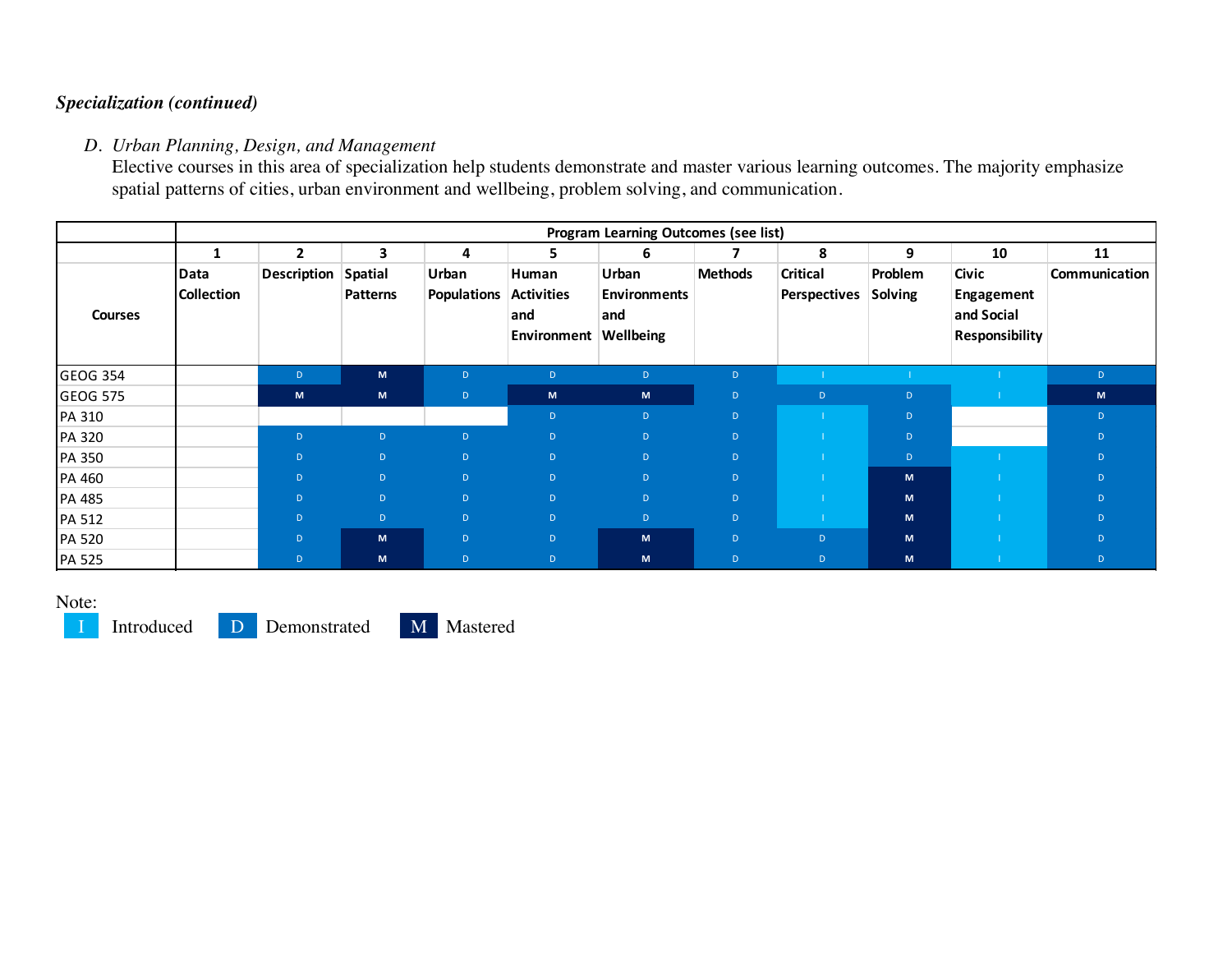***Specialization (continued)***

*D. Urban Planning, Design, and Management*

Elective courses in this area of specialization help students demonstrate and master various learning outcomes. The majority emphasize spatial patterns of cities, urban environment and wellbeing, problem solving, and communication.

| | Program Learning Outcomes (see list) | | | | | | | | | | |
|---|---|---|---|---|---|---|---|---|---|---|---|
| | 1 | 2 | 3 | 4 | 5 | 6 | 7 | 8 | 9 | 10 | 11 |
| Courses | Data Collection | Description | Spatial Patterns | Urban Populations | Human Activities and Environment | Urban Environments and Wellbeing | Methods | Critical Perspectives | Problem Solving | Civic Engagement and Social Responsibility | Communication |
| GEOG 354 | | D | M | D | D | D | D | I | I | I | D |
| GEOG 575 | | M | M | D | M | M | D | D | D | I | M |
| PA 310 | | | | | D | D | D | I | D | | D |
| PA 320 | | D | D | D | D | D | D | I | D | | D |
| PA 350 | | D | D | D | D | D | D | I | D | I | D |
| PA 460 | | D | D | D | D | D | D | I | M | I | D |
| PA 485 | | D | D | D | D | D | D | I | M | I | D |
| PA 512 | | D | D | D | D | D | D | I | M | I | D |
| PA 520 | | D | M | D | D | M | D | D | M | I | D |
| PA 525 | | D | M | D | D | M | D | D | M | I | D |

Note:

I Introduced D Demonstrated M Mastered